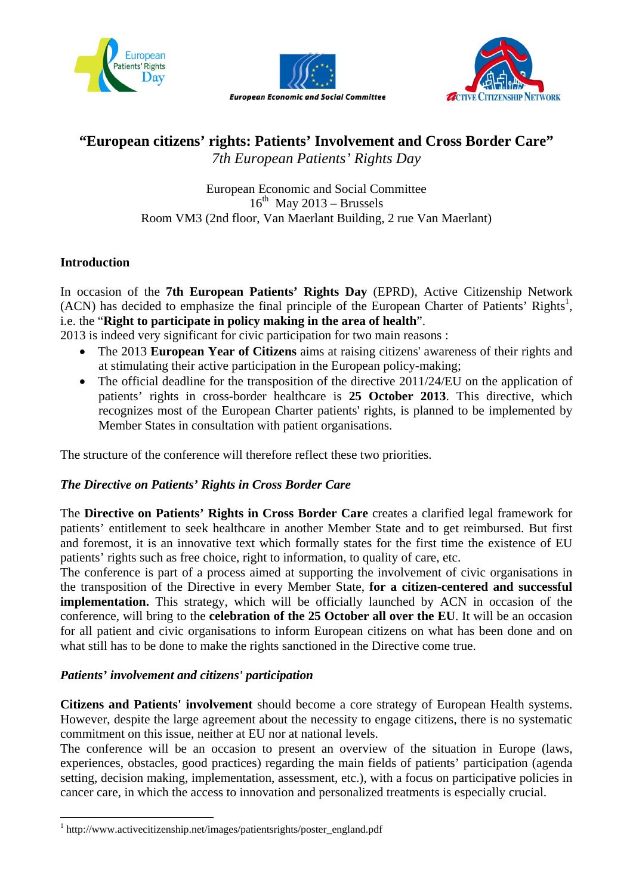European Patients' Rights Day

European Economic and Social Committee

Active Citizenship Network

# "European citizens' rights: Patients' Involvement and Cross Border Care"

*7th European Patients' Rights Day*

European Economic and Social Committee
16th May 2013 – Brussels
Room VM3 (2nd floor, Van Maerlant Building, 2 rue Van Maerlant)

## Introduction

In occasion of the **7th European Patients' Rights Day** (EPRD), Active Citizenship Network (ACN) has decided to emphasize the final principle of the European Charter of Patients' Rights[1], i.e. the "**Right to participate in policy making in the area of health**".
2013 is indeed very significant for civic participation for two main reasons :

- The 2013 **European Year of Citizens** aims at raising citizens' awareness of their rights and at stimulating their active participation in the European policy-making;
- The official deadline for the transposition of the directive 2011/24/EU on the application of patients' rights in cross-border healthcare is **25 October 2013**. This directive, which recognizes most of the European Charter patients' rights, is planned to be implemented by Member States in consultation with patient organisations.

The structure of the conference will therefore reflect these two priorities.

### *The Directive on Patients' Rights in Cross Border Care*

The **Directive on Patients' Rights in Cross Border Care** creates a clarified legal framework for patients' entitlement to seek healthcare in another Member State and to get reimbursed. But first and foremost, it is an innovative text which formally states for the first time the existence of EU patients' rights such as free choice, right to information, to quality of care, etc.
The conference is part of a process aimed at supporting the involvement of civic organisations in the transposition of the Directive in every Member State, **for a citizen-centered and successful implementation.** This strategy, which will be officially launched by ACN in occasion of the conference, will bring to the **celebration of the 25 October all over the EU**. It will be an occasion for all patient and civic organisations to inform European citizens on what has been done and on what still has to be done to make the rights sanctioned in the Directive come true.

### *Patients' involvement and citizens' participation*

**Citizens and Patients' involvement** should become a core strategy of European Health systems. However, despite the large agreement about the necessity to engage citizens, there is no systematic commitment on this issue, neither at EU nor at national levels.
The conference will be an occasion to present an overview of the situation in Europe (laws, experiences, obstacles, good practices) regarding the main fields of patients' participation (agenda setting, decision making, implementation, assessment, etc.), with a focus on participative policies in cancer care, in which the access to innovation and personalized treatments is especially crucial.

---

[1] http://www.activecitizenship.net/images/patientsrights/poster_england.pdf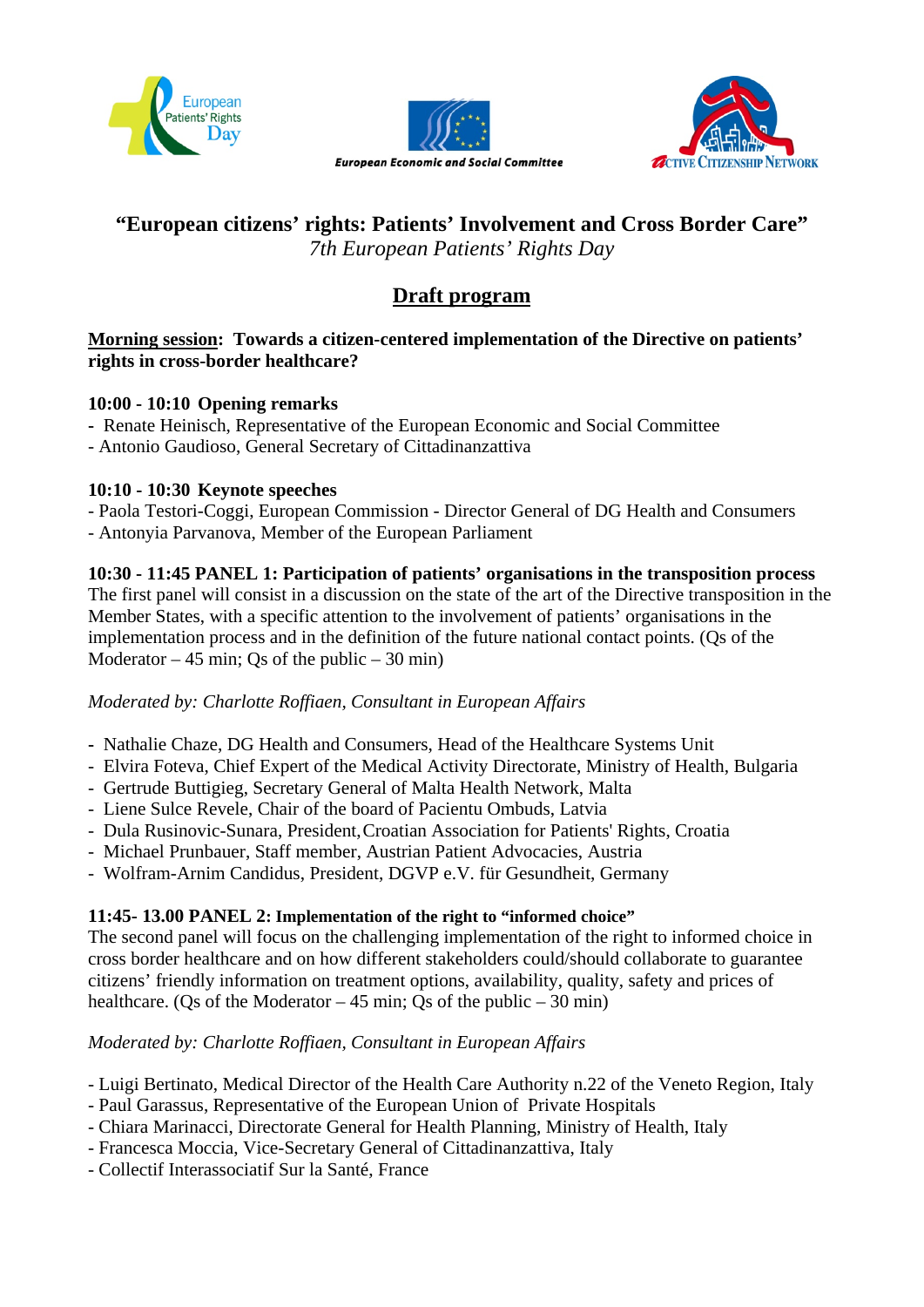European Patients' Rights Day

European Economic and Social Committee

Active Citizenship Network

# "European citizens' rights: Patients' Involvement and Cross Border Care"

*7th European Patients' Rights Day*

## Draft program

**Morning session: Towards a citizen-centered implementation of the Directive on patients' rights in cross-border healthcare?**

**10:00 - 10:10 Opening remarks**

- Renate Heinisch, Representative of the European Economic and Social Committee
- Antonio Gaudioso, General Secretary of Cittadinanzattiva

**10:10 - 10:30 Keynote speeches**

- Paola Testori-Coggi, European Commission - Director General of DG Health and Consumers
- Antonyia Parvanova, Member of the European Parliament

**10:30 - 11:45 PANEL 1: Participation of patients' organisations in the transposition process**

The first panel will consist in a discussion on the state of the art of the Directive transposition in the Member States, with a specific attention to the involvement of patients' organisations in the implementation process and in the definition of the future national contact points. (Qs of the Moderator – 45 min; Qs of the public – 30 min)

*Moderated by: Charlotte Roffiaen, Consultant in European Affairs*

- Nathalie Chaze, DG Health and Consumers, Head of the Healthcare Systems Unit
- Elvira Foteva, Chief Expert of the Medical Activity Directorate, Ministry of Health, Bulgaria
- Gertrude Buttigieg, Secretary General of Malta Health Network, Malta
- Liene Sulce Revele, Chair of the board of Pacientu Ombuds, Latvia
- Dula Rusinovic-Sunara, President, Croatian Association for Patients' Rights, Croatia
- Michael Prunbauer, Staff member, Austrian Patient Advocacies, Austria
- Wolfram-Arnim Candidus, President, DGVP e.V. für Gesundheit, Germany

**11:45- 13.00 PANEL 2: Implementation of the right to "informed choice"**

The second panel will focus on the challenging implementation of the right to informed choice in cross border healthcare and on how different stakeholders could/should collaborate to guarantee citizens' friendly information on treatment options, availability, quality, safety and prices of healthcare. (Qs of the Moderator – 45 min; Qs of the public – 30 min)

*Moderated by: Charlotte Roffiaen, Consultant in European Affairs*

- Luigi Bertinato, Medical Director of the Health Care Authority n.22 of the Veneto Region, Italy
- Paul Garassus, Representative of the European Union of Private Hospitals
- Chiara Marinacci, Directorate General for Health Planning, Ministry of Health, Italy
- Francesca Moccia, Vice-Secretary General of Cittadinanzattiva, Italy
- Collectif Interassociatif Sur la Santé, France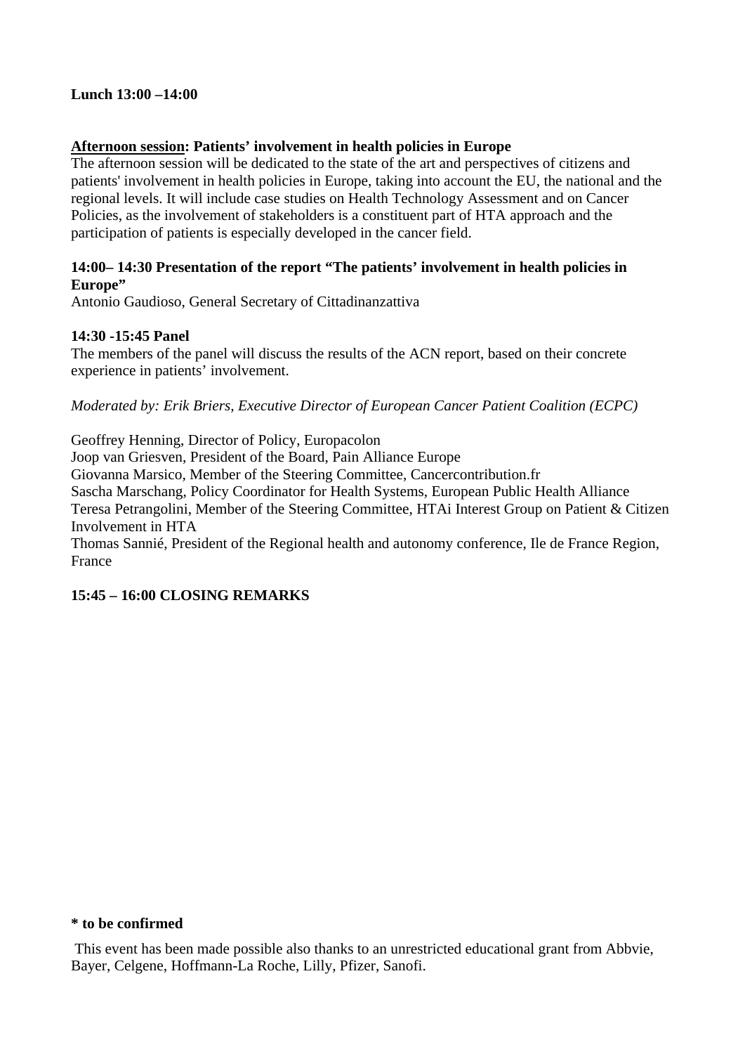**Lunch 13:00 –14:00**

**<u>Afternoon session</u>: Patients' involvement in health policies in Europe**

The afternoon session will be dedicated to the state of the art and perspectives of citizens and patients' involvement in health policies in Europe, taking into account the EU, the national and the regional levels. It will include case studies on Health Technology Assessment and on Cancer Policies, as the involvement of stakeholders is a constituent part of HTA approach and the participation of patients is especially developed in the cancer field.

**14:00– 14:30 Presentation of the report "The patients' involvement in health policies in Europe"**

Antonio Gaudioso, General Secretary of Cittadinanzattiva

**14:30 -15:45 Panel**

The members of the panel will discuss the results of the ACN report, based on their concrete experience in patients' involvement.

*Moderated by: Erik Briers, Executive Director of European Cancer Patient Coalition (ECPC)*

Geoffrey Henning, Director of Policy, Europacolon
Joop van Griesven, President of the Board, Pain Alliance Europe
Giovanna Marsico, Member of the Steering Committee, Cancercontribution.fr
Sascha Marschang, Policy Coordinator for Health Systems, European Public Health Alliance
Teresa Petrangolini, Member of the Steering Committee, HTAi Interest Group on Patient & Citizen Involvement in HTA
Thomas Sannié, President of the Regional health and autonomy conference, Ile de France Region, France

**15:45 – 16:00 CLOSING REMARKS**

**\* to be confirmed**

This event has been made possible also thanks to an unrestricted educational grant from Abbvie, Bayer, Celgene, Hoffmann-La Roche, Lilly, Pfizer, Sanofi.